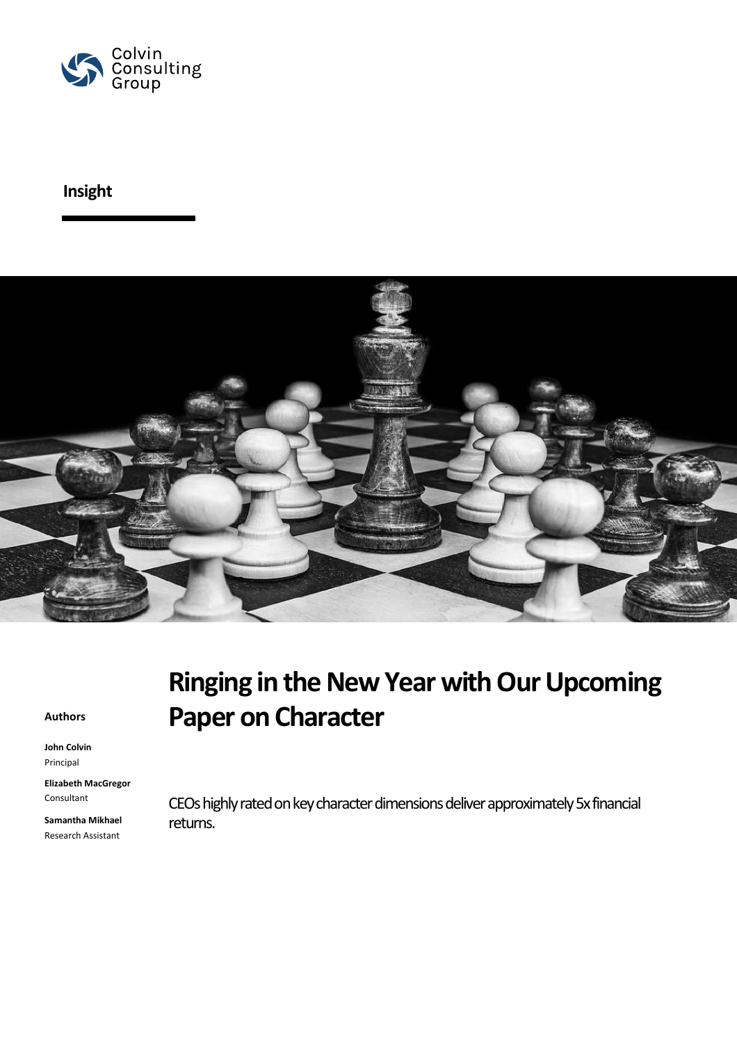Colvin Consulting Group

**Insight**

# Ringing in the New Year with Our Upcoming Paper on Character

**Authors**

**John Colvin**
Principal

**Elizabeth MacGregor**
Consultant

**Samantha Mikhael**
Research Assistant

CEOs highly rated on key character dimensions deliver approximately 5x financial returns.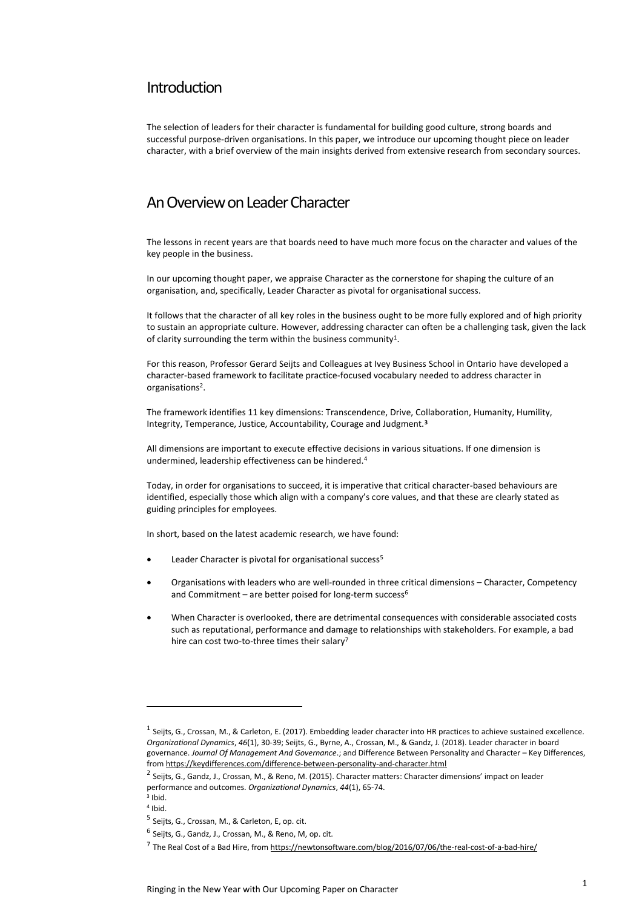## Introduction

The selection of leaders for their character is fundamental for building good culture, strong boards and successful purpose-driven organisations. In this paper, we introduce our upcoming thought piece on leader character, with a brief overview of the main insights derived from extensive research from secondary sources.

## An Overview on Leader Character

The lessons in recent years are that boards need to have much more focus on the character and values of the key people in the business.

In our upcoming thought paper, we appraise Character as the cornerstone for shaping the culture of an organisation, and, specifically, Leader Character as pivotal for organisational success.

It follows that the character of all key roles in the business ought to be more fully explored and of high priority to sustain an appropriate culture. However, addressing character can often be a challenging task, given the lack of clarity surrounding the term within the business community[1].

For this reason, Professor Gerard Seijts and Colleagues at Ivey Business School in Ontario have developed a character-based framework to facilitate practice-focused vocabulary needed to address character in organisations[2].

The framework identifies 11 key dimensions: Transcendence, Drive, Collaboration, Humanity, Humility, Integrity, Temperance, Justice, Accountability, Courage and Judgment.[3]

All dimensions are important to execute effective decisions in various situations. If one dimension is undermined, leadership effectiveness can be hindered.[4]

Today, in order for organisations to succeed, it is imperative that critical character-based behaviours are identified, especially those which align with a company's core values, and that these are clearly stated as guiding principles for employees.

In short, based on the latest academic research, we have found:

- Leader Character is pivotal for organisational success[5]
- Organisations with leaders who are well-rounded in three critical dimensions – Character, Competency and Commitment – are better poised for long-term success[6]
- When Character is overlooked, there are detrimental consequences with considerable associated costs such as reputational, performance and damage to relationships with stakeholders. For example, a bad hire can cost two-to-three times their salary[7]

---

[1] Seijts, G., Crossan, M., & Carleton, E. (2017). Embedding leader character into HR practices to achieve sustained excellence. *Organizational Dynamics*, *46*(1), 30-39; Seijts, G., Byrne, A., Crossan, M., & Gandz, J. (2018). Leader character in board governance. *Journal Of Management And Governance*.; and Difference Between Personality and Character – Key Differences, from https://keydifferences.com/difference-between-personality-and-character.html

[2] Seijts, G., Gandz, J., Crossan, M., & Reno, M. (2015). Character matters: Character dimensions' impact on leader performance and outcomes. *Organizational Dynamics*, *44*(1), 65-74.

[3] Ibid.

[4] Ibid.

[5] Seijts, G., Crossan, M., & Carleton, E, op. cit.

[6] Seijts, G., Gandz, J., Crossan, M., & Reno, M, op. cit.

[7] The Real Cost of a Bad Hire, from https://newtonsoftware.com/blog/2016/07/06/the-real-cost-of-a-bad-hire/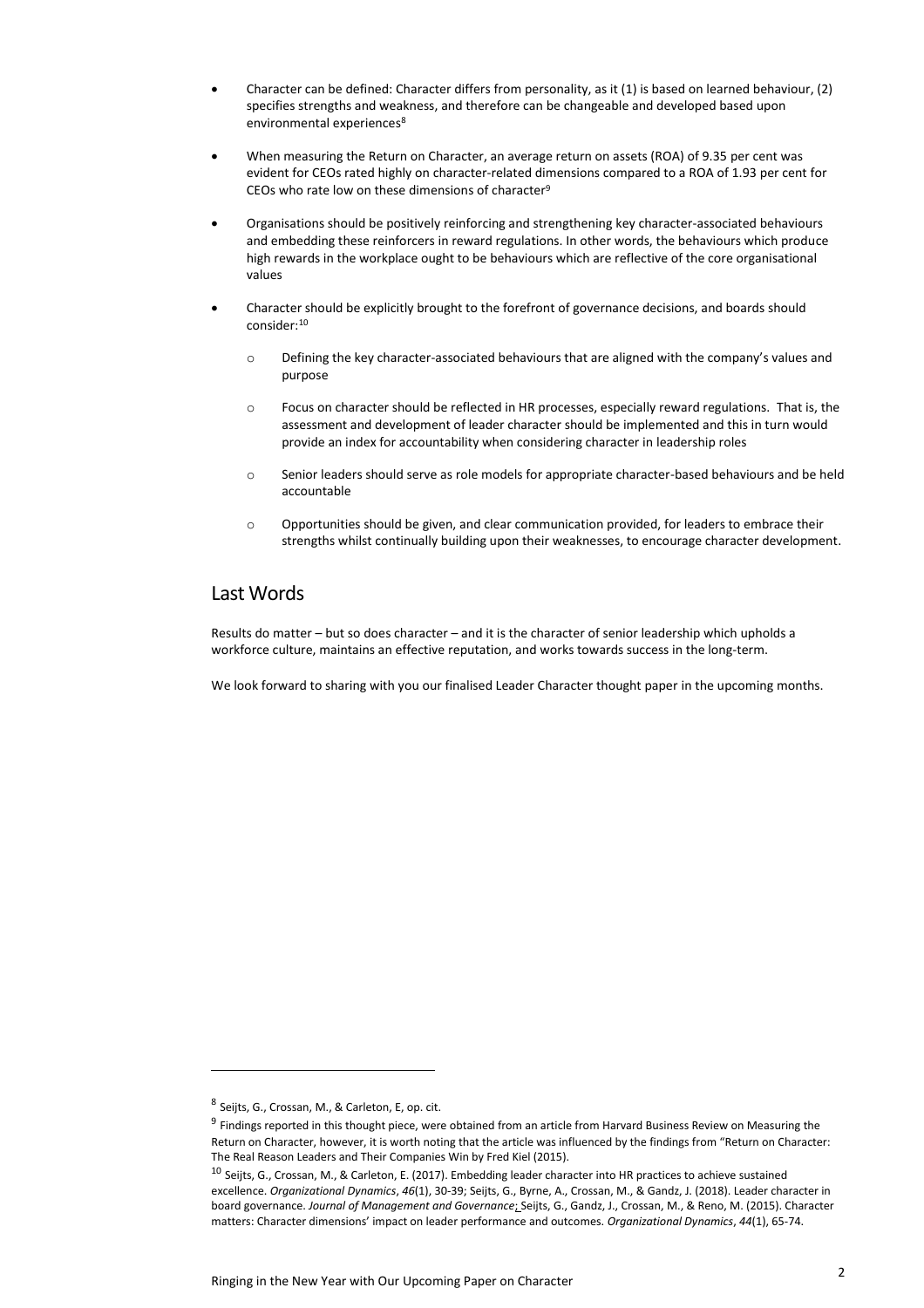- Character can be defined: Character differs from personality, as it (1) is based on learned behaviour, (2) specifies strengths and weakness, and therefore can be changeable and developed based upon environmental experiences[8]

- When measuring the Return on Character, an average return on assets (ROA) of 9.35 per cent was evident for CEOs rated highly on character-related dimensions compared to a ROA of 1.93 per cent for CEOs who rate low on these dimensions of character[9]

- Organisations should be positively reinforcing and strengthening key character-associated behaviours and embedding these reinforcers in reward regulations. In other words, the behaviours which produce high rewards in the workplace ought to be behaviours which are reflective of the core organisational values

- Character should be explicitly brought to the forefront of governance decisions, and boards should consider:[10]

    - Defining the key character-associated behaviours that are aligned with the company's values and purpose

    - Focus on character should be reflected in HR processes, especially reward regulations. That is, the assessment and development of leader character should be implemented and this in turn would provide an index for accountability when considering character in leadership roles

    - Senior leaders should serve as role models for appropriate character-based behaviours and be held accountable

    - Opportunities should be given, and clear communication provided, for leaders to embrace their strengths whilst continually building upon their weaknesses, to encourage character development.

## Last Words

Results do matter – but so does character – and it is the character of senior leadership which upholds a workforce culture, maintains an effective reputation, and works towards success in the long-term.

We look forward to sharing with you our finalised Leader Character thought paper in the upcoming months.

---

[8] Seijts, G., Crossan, M., & Carleton, E, op. cit.

[9] Findings reported in this thought piece, were obtained from an article from Harvard Business Review on Measuring the Return on Character, however, it is worth noting that the article was influenced by the findings from "Return on Character: The Real Reason Leaders and Their Companies Win by Fred Kiel (2015).

[10] Seijts, G., Crossan, M., & Carleton, E. (2017). Embedding leader character into HR practices to achieve sustained excellence. *Organizational Dynamics*, *46*(1), 30-39; Seijts, G., Byrne, A., Crossan, M., & Gandz, J. (2018). Leader character in board governance. *Journal of Management and Governance*; Seijts, G., Gandz, J., Crossan, M., & Reno, M. (2015). Character matters: Character dimensions' impact on leader performance and outcomes. *Organizational Dynamics*, *44*(1), 65-74.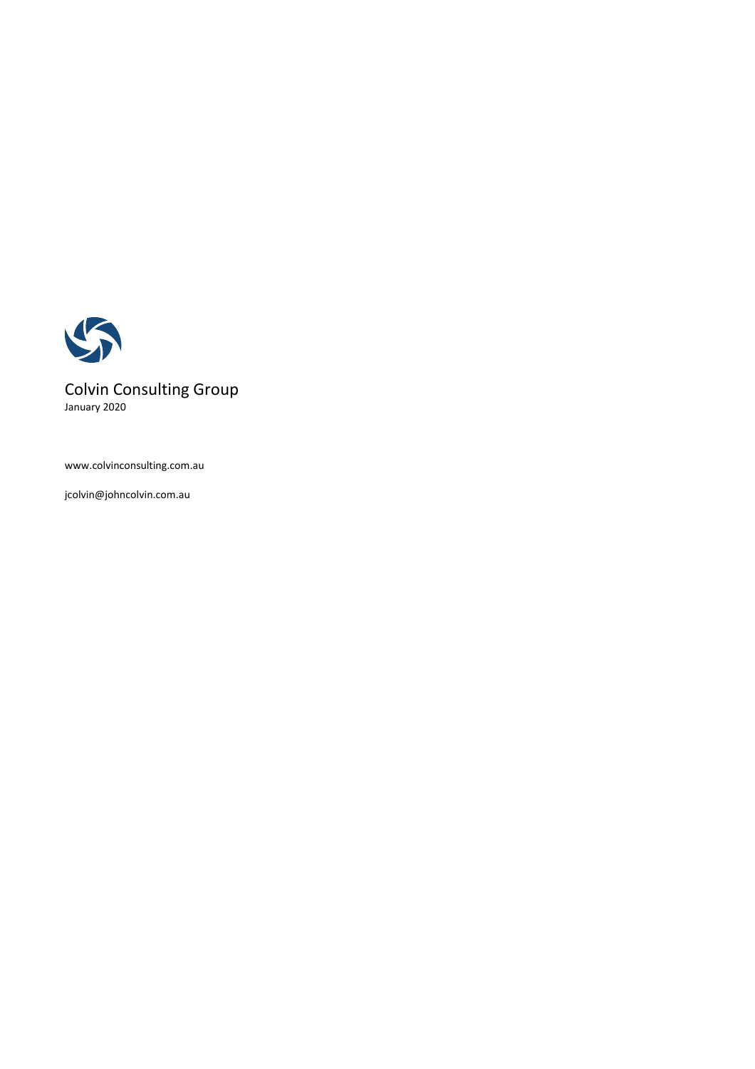Colvin Consulting Group

January 2020

www.colvinconsulting.com.au

jcolvin@johncolvin.com.au